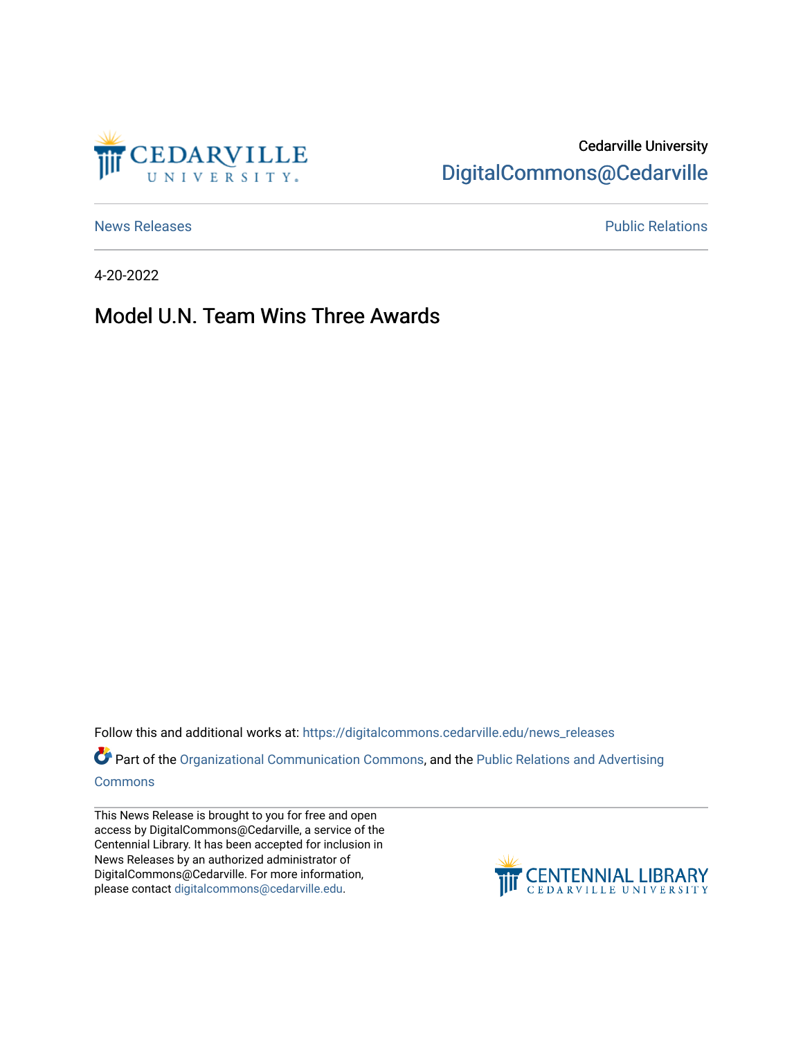Cedarville University

DigitalCommons@Cedarville

News Releases

Public Relations

4-20-2022

# Model U.N. Team Wins Three Awards

Follow this and additional works at: https://digitalcommons.cedarville.edu/news_releases

Part of the Organizational Communication Commons, and the Public Relations and Advertising Commons

This News Release is brought to you for free and open access by DigitalCommons@Cedarville, a service of the Centennial Library. It has been accepted for inclusion in News Releases by an authorized administrator of DigitalCommons@Cedarville. For more information, please contact digitalcommons@cedarville.edu.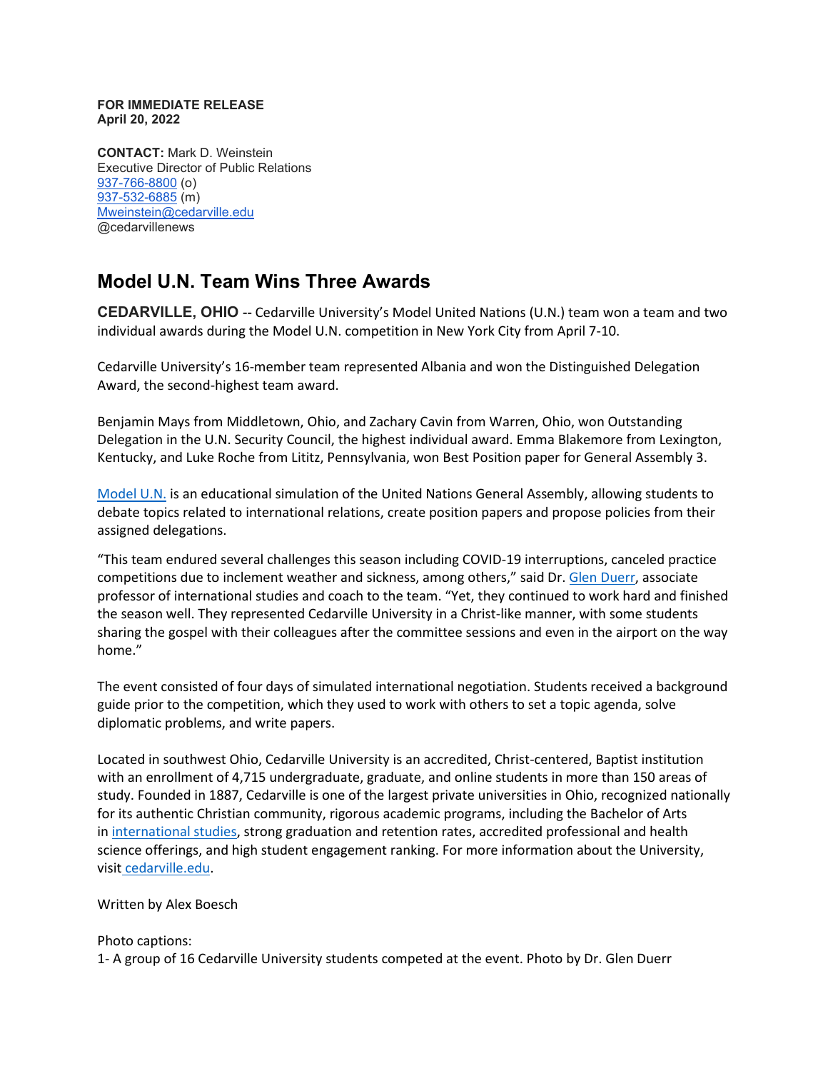**FOR IMMEDIATE RELEASE**
**April 20, 2022**

**CONTACT:** Mark D. Weinstein
Executive Director of Public Relations
937-766-8800 (o)
937-532-6885 (m)
Mweinstein@cedarville.edu
@cedarvillenews

## Model U.N. Team Wins Three Awards

**CEDARVILLE, OHIO** -- Cedarville University's Model United Nations (U.N.) team won a team and two individual awards during the Model U.N. competition in New York City from April 7-10.

Cedarville University's 16-member team represented Albania and won the Distinguished Delegation Award, the second-highest team award.

Benjamin Mays from Middletown, Ohio, and Zachary Cavin from Warren, Ohio, won Outstanding Delegation in the U.N. Security Council, the highest individual award. Emma Blakemore from Lexington, Kentucky, and Luke Roche from Lititz, Pennsylvania, won Best Position paper for General Assembly 3.

Model U.N. is an educational simulation of the United Nations General Assembly, allowing students to debate topics related to international relations, create position papers and propose policies from their assigned delegations.

"This team endured several challenges this season including COVID-19 interruptions, canceled practice competitions due to inclement weather and sickness, among others," said Dr. Glen Duerr, associate professor of international studies and coach to the team. "Yet, they continued to work hard and finished the season well. They represented Cedarville University in a Christ-like manner, with some students sharing the gospel with their colleagues after the committee sessions and even in the airport on the way home."

The event consisted of four days of simulated international negotiation. Students received a background guide prior to the competition, which they used to work with others to set a topic agenda, solve diplomatic problems, and write papers.

Located in southwest Ohio, Cedarville University is an accredited, Christ-centered, Baptist institution with an enrollment of 4,715 undergraduate, graduate, and online students in more than 150 areas of study. Founded in 1887, Cedarville is one of the largest private universities in Ohio, recognized nationally for its authentic Christian community, rigorous academic programs, including the Bachelor of Arts in international studies, strong graduation and retention rates, accredited professional and health science offerings, and high student engagement ranking. For more information about the University, visit cedarville.edu.

Written by Alex Boesch

Photo captions:
1- A group of 16 Cedarville University students competed at the event. Photo by Dr. Glen Duerr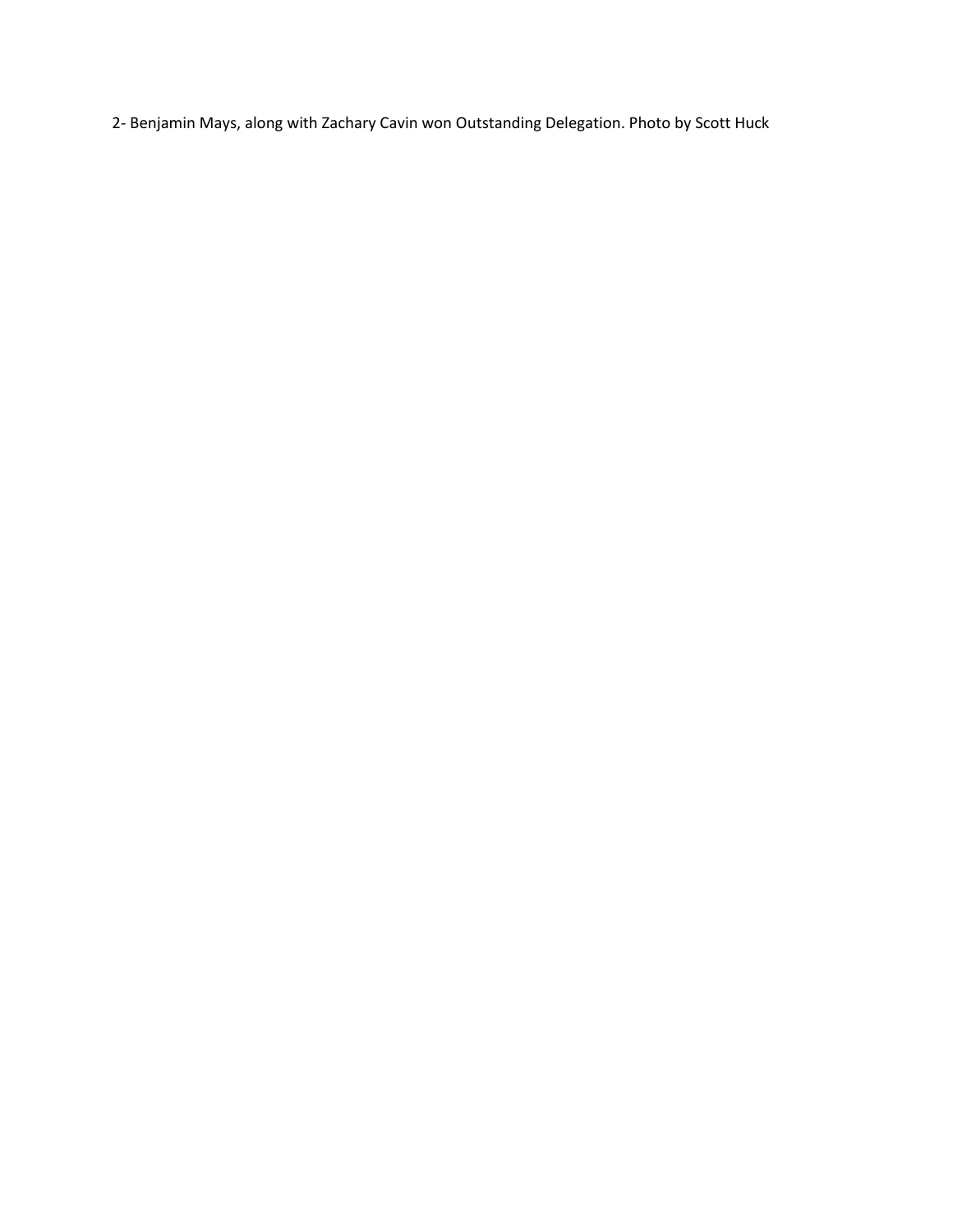2- Benjamin Mays, along with Zachary Cavin won Outstanding Delegation. Photo by Scott Huck